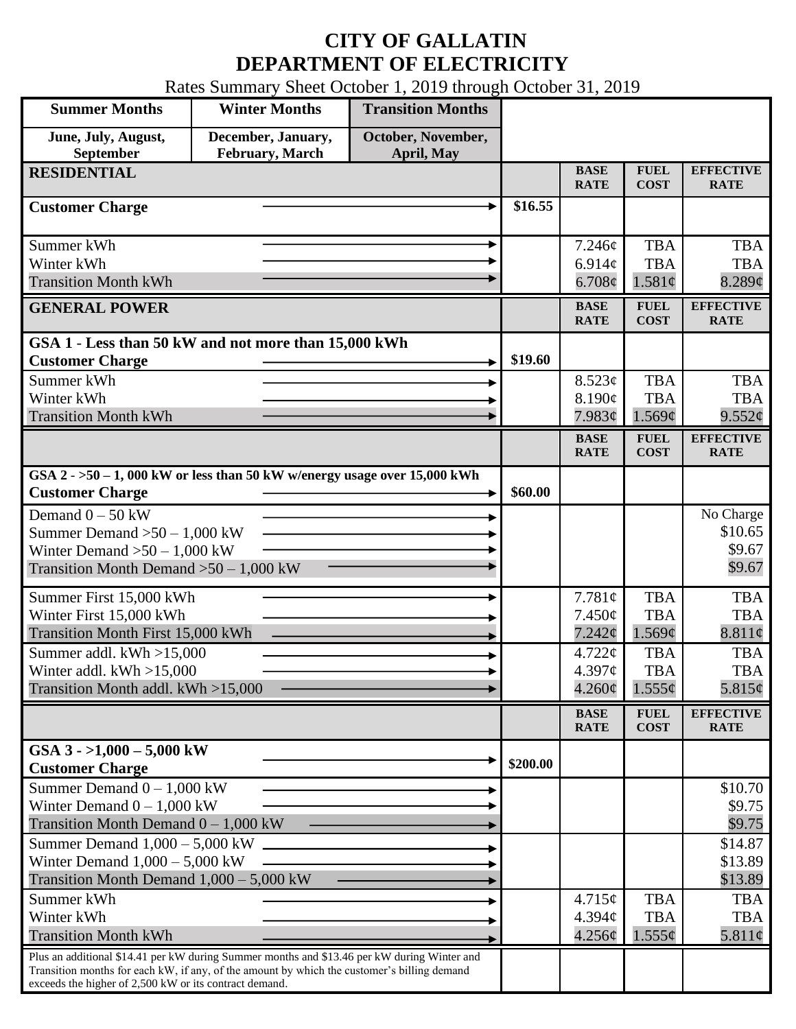# CITY OF GALLATIN
# DEPARTMENT OF ELECTRICITY

Rates Summary Sheet October 1, 2019 through October 31, 2019

| Summer Months | Winter Months | Transition Months |
|---|---|---|
| June, July, August, September | December, January, February, March | October, November, April, May |

| RESIDENTIAL | | BASE RATE | FUEL COST | EFFECTIVE RATE |
|---|---|---|---|---|
| **Customer Charge** | $16.55 | | | |
| Summer kWh | | 7.246¢ | TBA | TBA |
| Winter kWh | | 6.914¢ | TBA | TBA |
| Transition Month kWh | | 6.708¢ | 1.581¢ | 8.289¢ |

| GENERAL POWER | | BASE RATE | FUEL COST | EFFECTIVE RATE |
|---|---|---|---|---|
| **GSA 1 - Less than 50 kW and not more than 15,000 kWh** | | | | |
| **Customer Charge** | $19.60 | | | |
| Summer kWh | | 8.523¢ | TBA | TBA |
| Winter kWh | | 8.190¢ | TBA | TBA |
| Transition Month kWh | | 7.983¢ | 1.569¢ | 9.552¢ |

| | | BASE RATE | FUEL COST | EFFECTIVE RATE |
|---|---|---|---|---|
| **GSA 2 - >50 – 1, 000 kW or less than 50 kW w/energy usage over 15,000 kWh** | | | | |
| **Customer Charge** | $60.00 | | | |
| Demand 0 – 50 kW | | | | No Charge |
| Summer Demand >50 – 1,000 kW | | | | $10.65 |
| Winter Demand >50 – 1,000 kW | | | | $9.67 |
| Transition Month Demand >50 – 1,000 kW | | | | $9.67 |
| Summer First 15,000 kWh | | 7.781¢ | TBA | TBA |
| Winter First 15,000 kWh | | 7.450¢ | TBA | TBA |
| Transition Month First 15,000 kWh | | 7.242¢ | 1.569¢ | 8.811¢ |
| Summer addl. kWh >15,000 | | 4.722¢ | TBA | TBA |
| Winter addl. kWh >15,000 | | 4.397¢ | TBA | TBA |
| Transition Month addl. kWh >15,000 | | 4.260¢ | 1.555¢ | 5.815¢ |

| | | BASE RATE | FUEL COST | EFFECTIVE RATE |
|---|---|---|---|---|
| **GSA 3 - >1,000 – 5,000 kW** | | | | |
| **Customer Charge** | $200.00 | | | |
| Summer Demand 0 – 1,000 kW | | | | $10.70 |
| Winter Demand 0 – 1,000 kW | | | | $9.75 |
| Transition Month Demand 0 – 1,000 kW | | | | $9.75 |
| Summer Demand 1,000 – 5,000 kW | | | | $14.87 |
| Winter Demand 1,000 – 5,000 kW | | | | $13.89 |
| Transition Month Demand 1,000 – 5,000 kW | | | | $13.89 |
| Summer kWh | | 4.715¢ | TBA | TBA |
| Winter kWh | | 4.394¢ | TBA | TBA |
| Transition Month kWh | | 4.256¢ | 1.555¢ | 5.811¢ |
| Plus an additional $14.41 per kW during Summer months and $13.46 per kW during Winter and Transition months for each kW, if any, of the amount by which the customer's billing demand exceeds the higher of 2,500 kW or its contract demand. | | | | |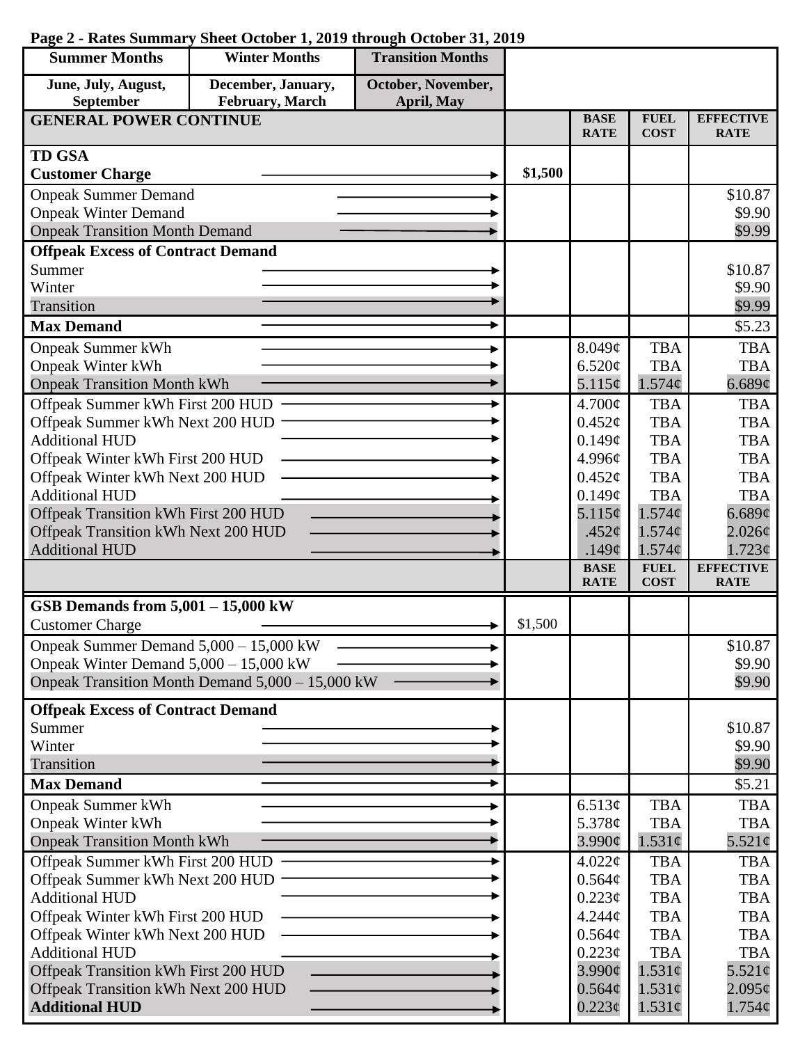**Page 2 - Rates Summary Sheet October 1, 2019 through October 31, 2019**

| Summer Months | Winter Months | Transition Months |
|---|---|---|
| June, July, August, September | December, January, February, March | October, November, April, May |

| GENERAL POWER CONTINUE | | BASE RATE | FUEL COST | EFFECTIVE RATE |
|---|---|---|---|---|
| **TD GSA** | | | | |
| **Customer Charge** | **$1,500** | | | |
| Onpeak Summer Demand | | | | $10.87 |
| Onpeak Winter Demand | | | | $9.90 |
| Onpeak Transition Month Demand | | | | $9.99 |
| **Offpeak Excess of Contract Demand** | | | | |
| Summer | | | | $10.87 |
| Winter | | | | $9.90 |
| Transition | | | | $9.99 |
| **Max Demand** | | | | $5.23 |
| Onpeak Summer kWh | | 8.049¢ | TBA | TBA |
| Onpeak Winter kWh | | 6.520¢ | TBA | TBA |
| Onpeak Transition Month kWh | | 5.115¢ | 1.574¢ | 6.689¢ |
| Offpeak Summer kWh First 200 HUD | | 4.700¢ | TBA | TBA |
| Offpeak Summer kWh Next 200 HUD | | 0.452¢ | TBA | TBA |
| Additional HUD | | 0.149¢ | TBA | TBA |
| Offpeak Winter kWh First 200 HUD | | 4.996¢ | TBA | TBA |
| Offpeak Winter kWh Next 200 HUD | | 0.452¢ | TBA | TBA |
| Additional HUD | | 0.149¢ | TBA | TBA |
| Offpeak Transition kWh First 200 HUD | | 5.115¢ | 1.574¢ | 6.689¢ |
| Offpeak Transition kWh Next 200 HUD | | .452¢ | 1.574¢ | 2.026¢ |
| Additional HUD | | .149¢ | 1.574¢ | 1.723¢ |

| | | BASE RATE | FUEL COST | EFFECTIVE RATE |
|---|---|---|---|---|
| **GSB Demands from 5,001 – 15,000 kW** | | | | |
| Customer Charge | $1,500 | | | |
| Onpeak Summer Demand 5,000 – 15,000 kW | | | | $10.87 |
| Onpeak Winter Demand 5,000 – 15,000 kW | | | | $9.90 |
| Onpeak Transition Month Demand 5,000 – 15,000 kW | | | | $9.90 |
| **Offpeak Excess of Contract Demand** | | | | |
| Summer | | | | $10.87 |
| Winter | | | | $9.90 |
| Transition | | | | $9.90 |
| **Max Demand** | | | | $5.21 |
| Onpeak Summer kWh | | 6.513¢ | TBA | TBA |
| Onpeak Winter kWh | | 5.378¢ | TBA | TBA |
| Onpeak Transition Month kWh | | 3.990¢ | 1.531¢ | 5.521¢ |
| Offpeak Summer kWh First 200 HUD | | 4.022¢ | TBA | TBA |
| Offpeak Summer kWh Next 200 HUD | | 0.564¢ | TBA | TBA |
| Additional HUD | | 0.223¢ | TBA | TBA |
| Offpeak Winter kWh First 200 HUD | | 4.244¢ | TBA | TBA |
| Offpeak Winter kWh Next 200 HUD | | 0.564¢ | TBA | TBA |
| Additional HUD | | 0.223¢ | TBA | TBA |
| Offpeak Transition kWh First 200 HUD | | 3.990¢ | 1.531¢ | 5.521¢ |
| Offpeak Transition kWh Next 200 HUD | | 0.564¢ | 1.531¢ | 2.095¢ |
| **Additional HUD** | | 0.223¢ | 1.531¢ | 1.754¢ |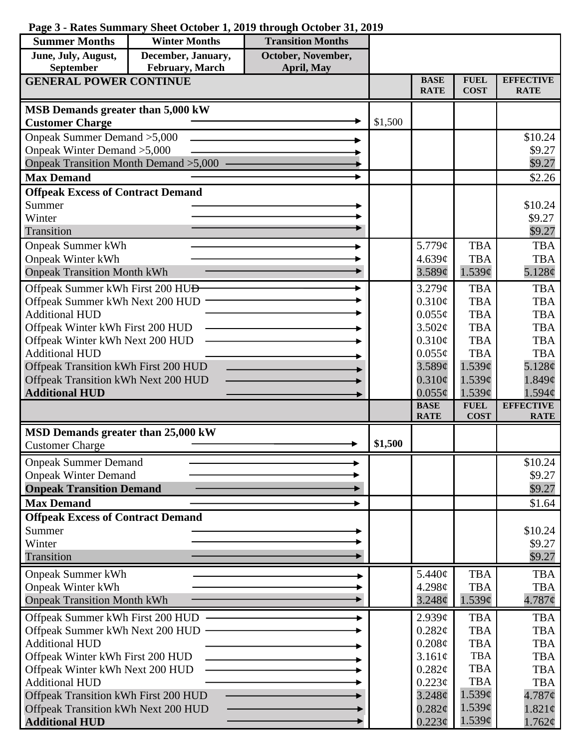**Page 3 - Rates Summary Sheet October 1, 2019 through October 31, 2019**

| Summer Months | Winter Months | Transition Months |
|---|---|---|
| June, July, August, September | December, January, February, March | October, November, April, May |

| GENERAL POWER CONTINUE | | BASE RATE | FUEL COST | EFFECTIVE RATE |
|---|---|---|---|---|
| **MSB Demands greater than 5,000 kW** | | | | |
| **Customer Charge** | $1,500 | | | |
| Onpeak Summer Demand >5,000 | | | | $10.24 |
| Onpeak Winter Demand >5,000 | | | | $9.27 |
| Onpeak Transition Month Demand >5,000 | | | | $9.27 |
| **Max Demand** | | | | $2.26 |
| **Offpeak Excess of Contract Demand** | | | | |
| Summer | | | | $10.24 |
| Winter | | | | $9.27 |
| Transition | | | | $9.27 |
| Onpeak Summer kWh | | 5.779¢ | TBA | TBA |
| Onpeak Winter kWh | | 4.639¢ | TBA | TBA |
| Onpeak Transition Month kWh | | 3.589¢ | 1.539¢ | 5.128¢ |
| Offpeak Summer kWh First 200 HUD | | 3.279¢ | TBA | TBA |
| Offpeak Summer kWh Next 200 HUD | | 0.310¢ | TBA | TBA |
| Additional HUD | | 0.055¢ | TBA | TBA |
| Offpeak Winter kWh First 200 HUD | | 3.502¢ | TBA | TBA |
| Offpeak Winter kWh Next 200 HUD | | 0.310¢ | TBA | TBA |
| Additional HUD | | 0.055¢ | TBA | TBA |
| Offpeak Transition kWh First 200 HUD | | 3.589¢ | 1.539¢ | 5.128¢ |
| Offpeak Transition kWh Next 200 HUD | | 0.310¢ | 1.539¢ | 1.849¢ |
| **Additional HUD** | | 0.055¢ | 1.539¢ | 1.594¢ |

| | | BASE RATE | FUEL COST | EFFECTIVE RATE |
|---|---|---|---|---|
| **MSD Demands greater than 25,000 kW** | | | | |
| Customer Charge | **$1,500** | | | |
| Onpeak Summer Demand | | | | $10.24 |
| Onpeak Winter Demand | | | | $9.27 |
| **Onpeak Transition Demand** | | | | $9.27 |
| **Max Demand** | | | | $1.64 |
| **Offpeak Excess of Contract Demand** | | | | |
| Summer | | | | $10.24 |
| Winter | | | | $9.27 |
| Transition | | | | $9.27 |
| Onpeak Summer kWh | | 5.440¢ | TBA | TBA |
| Onpeak Winter kWh | | 4.298¢ | TBA | TBA |
| Onpeak Transition Month kWh | | 3.248¢ | 1.539¢ | 4.787¢ |
| Offpeak Summer kWh First 200 HUD | | 2.939¢ | TBA | TBA |
| Offpeak Summer kWh Next 200 HUD | | 0.282¢ | TBA | TBA |
| Additional HUD | | 0.208¢ | TBA | TBA |
| Offpeak Winter kWh First 200 HUD | | 3.161¢ | TBA | TBA |
| Offpeak Winter kWh Next 200 HUD | | 0.282¢ | TBA | TBA |
| Additional HUD | | 0.223¢ | TBA | TBA |
| Offpeak Transition kWh First 200 HUD | | 3.248¢ | 1.539¢ | 4.787¢ |
| Offpeak Transition kWh Next 200 HUD | | 0.282¢ | 1.539¢ | 1.821¢ |
| **Additional HUD** | | 0.223¢ | 1.539¢ | 1.762¢ |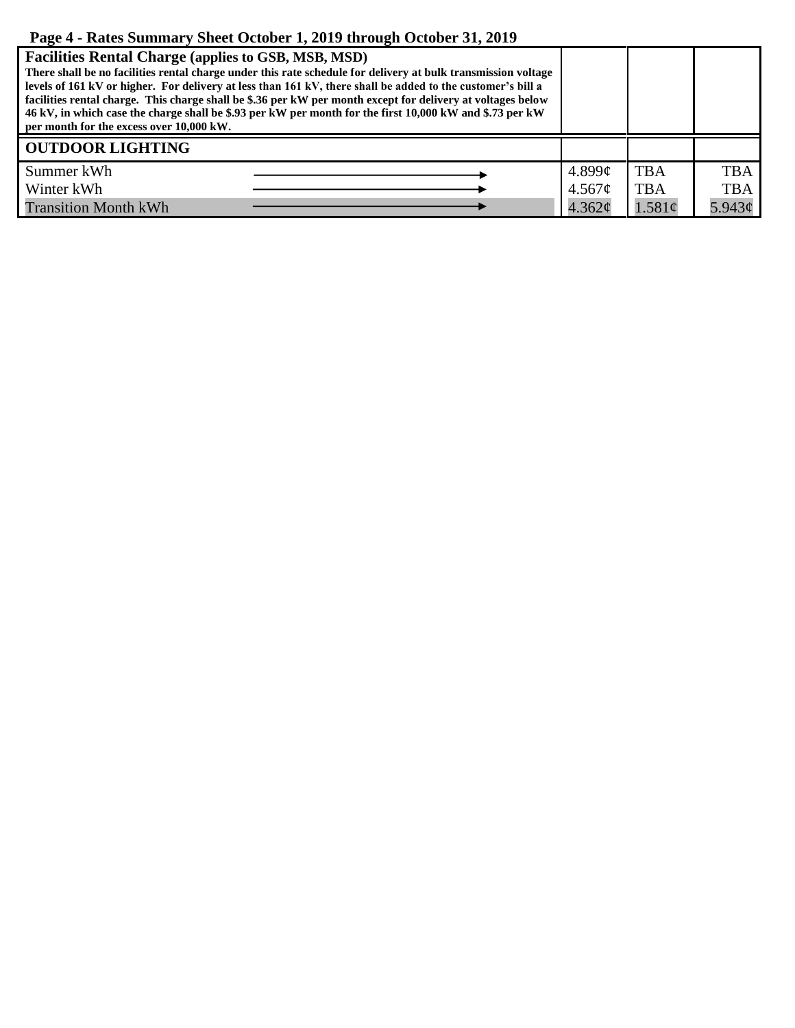**Page 4 - Rates Summary Sheet October 1, 2019 through October 31, 2019**

| | | | |
|---|---|---|---|
| **Facilities Rental Charge (applies to GSB, MSB, MSD)**<br>**There shall be no facilities rental charge under this rate schedule for delivery at bulk transmission voltage levels of 161 kV or higher. For delivery at less than 161 kV, there shall be added to the customer's bill a facilities rental charge. This charge shall be $.36 per kW per month except for delivery at voltages below 46 kV, in which case the charge shall be $.93 per kW per month for the first 10,000 kW and $.73 per kW per month for the excess over 10,000 kW.** | | | |
| **OUTDOOR LIGHTING** | | | |
| Summer kWh ⟶ | 4.899¢ | TBA | TBA |
| Winter kWh ⟶ | 4.567¢ | TBA | TBA |
| Transition Month kWh ⟶ | 4.362¢ | 1.581¢ | 5.943¢ |